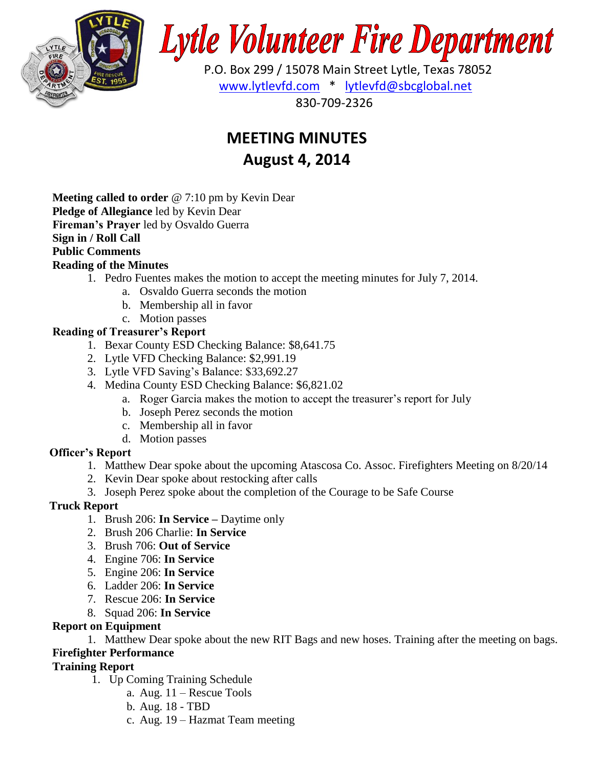# Lytle Volunteer Fire Department

P.O. Box 299 / 15078 Main Street Lytle, Texas 78052

www.lytlevfd.com * lytlevfd@sbcglobal.net

830-709-2326

## MEETING MINUTES
## August 4, 2014

**Meeting called to order** @ 7:10 pm by Kevin Dear
**Pledge of Allegiance** led by Kevin Dear
**Fireman's Prayer** led by Osvaldo Guerra
**Sign in / Roll Call**
**Public Comments**
**Reading of the Minutes**

1. Pedro Fuentes makes the motion to accept the meeting minutes for July 7, 2014.
    a. Osvaldo Guerra seconds the motion
    b. Membership all in favor
    c. Motion passes

**Reading of Treasurer's Report**

1. Bexar County ESD Checking Balance: $8,641.75
2. Lytle VFD Checking Balance: $2,991.19
3. Lytle VFD Saving's Balance: $33,692.27
4. Medina County ESD Checking Balance: $6,821.02
    a. Roger Garcia makes the motion to accept the treasurer's report for July
    b. Joseph Perez seconds the motion
    c. Membership all in favor
    d. Motion passes

**Officer's Report**

1. Matthew Dear spoke about the upcoming Atascosa Co. Assoc. Firefighters Meeting on 8/20/14
2. Kevin Dear spoke about restocking after calls
3. Joseph Perez spoke about the completion of the Courage to be Safe Course

**Truck Report**

1. Brush 206: **In Service** – Daytime only
2. Brush 206 Charlie: **In Service**
3. Brush 706: **Out of Service**
4. Engine 706: **In Service**
5. Engine 206: **In Service**
6. Ladder 206: **In Service**
7. Rescue 206: **In Service**
8. Squad 206: **In Service**

**Report on Equipment**

1. Matthew Dear spoke about the new RIT Bags and new hoses. Training after the meeting on bags.

**Firefighter Performance**
**Training Report**

1. Up Coming Training Schedule
    a. Aug. 11 – Rescue Tools
    b. Aug. 18 - TBD
    c. Aug. 19 – Hazmat Team meeting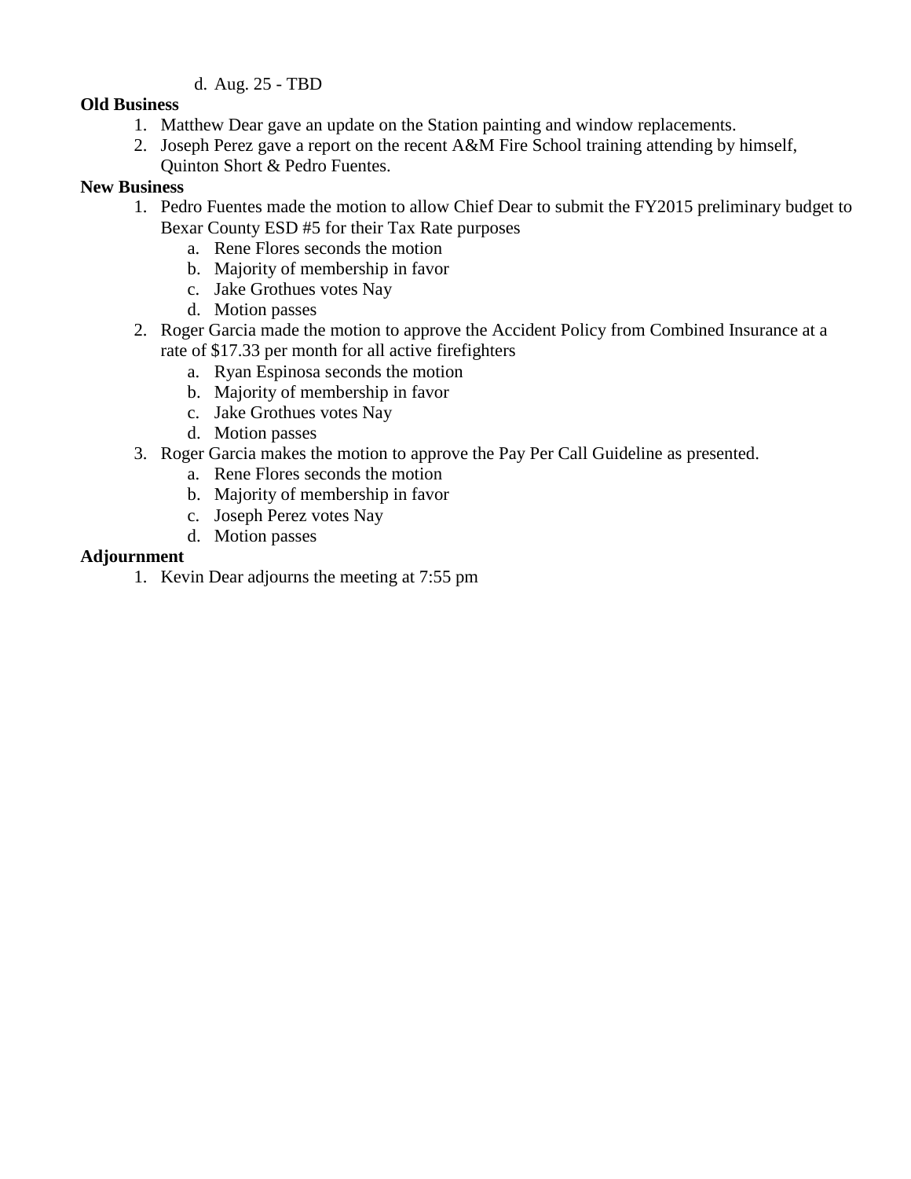d. Aug. 25 - TBD

**Old Business**

1. Matthew Dear gave an update on the Station painting and window replacements.
2. Joseph Perez gave a report on the recent A&M Fire School training attending by himself, Quinton Short & Pedro Fuentes.

**New Business**

1. Pedro Fuentes made the motion to allow Chief Dear to submit the FY2015 preliminary budget to Bexar County ESD #5 for their Tax Rate purposes
   a. Rene Flores seconds the motion
   b. Majority of membership in favor
   c. Jake Grothues votes Nay
   d. Motion passes
2. Roger Garcia made the motion to approve the Accident Policy from Combined Insurance at a rate of $17.33 per month for all active firefighters
   a. Ryan Espinosa seconds the motion
   b. Majority of membership in favor
   c. Jake Grothues votes Nay
   d. Motion passes
3. Roger Garcia makes the motion to approve the Pay Per Call Guideline as presented.
   a. Rene Flores seconds the motion
   b. Majority of membership in favor
   c. Joseph Perez votes Nay
   d. Motion passes

**Adjournment**

1. Kevin Dear adjourns the meeting at 7:55 pm